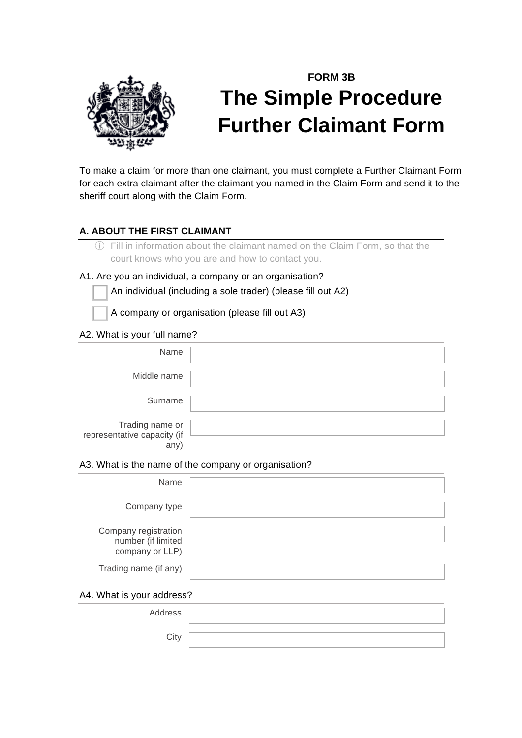FORM 3B

# The Simple Procedure Further Claimant Form

To make a claim for more than one claimant, you must complete a Further Claimant Form for each extra claimant after the claimant you named in the Claim Form and send it to the sheriff court along with the Claim Form.

## A. ABOUT THE FIRST CLAIMANT

ⓘ Fill in information about the claimant named on the Claim Form, so that the court knows who you are and how to contact you.

A1. Are you an individual, a company or an organisation?

☐ An individual (including a sole trader) (please fill out A2)

☐ A company or organisation (please fill out A3)

A2. What is your full name?

| | |
|---|---|
| Name | |
| Middle name | |
| Surname | |
| Trading name or representative capacity (if any) | |

A3. What is the name of the company or organisation?

| | |
|---|---|
| Name | |
| Company type | |
| Company registration number (if limited company or LLP) | |
| Trading name (if any) | |

A4. What is your address?

| | |
|---|---|
| Address | |
| City | |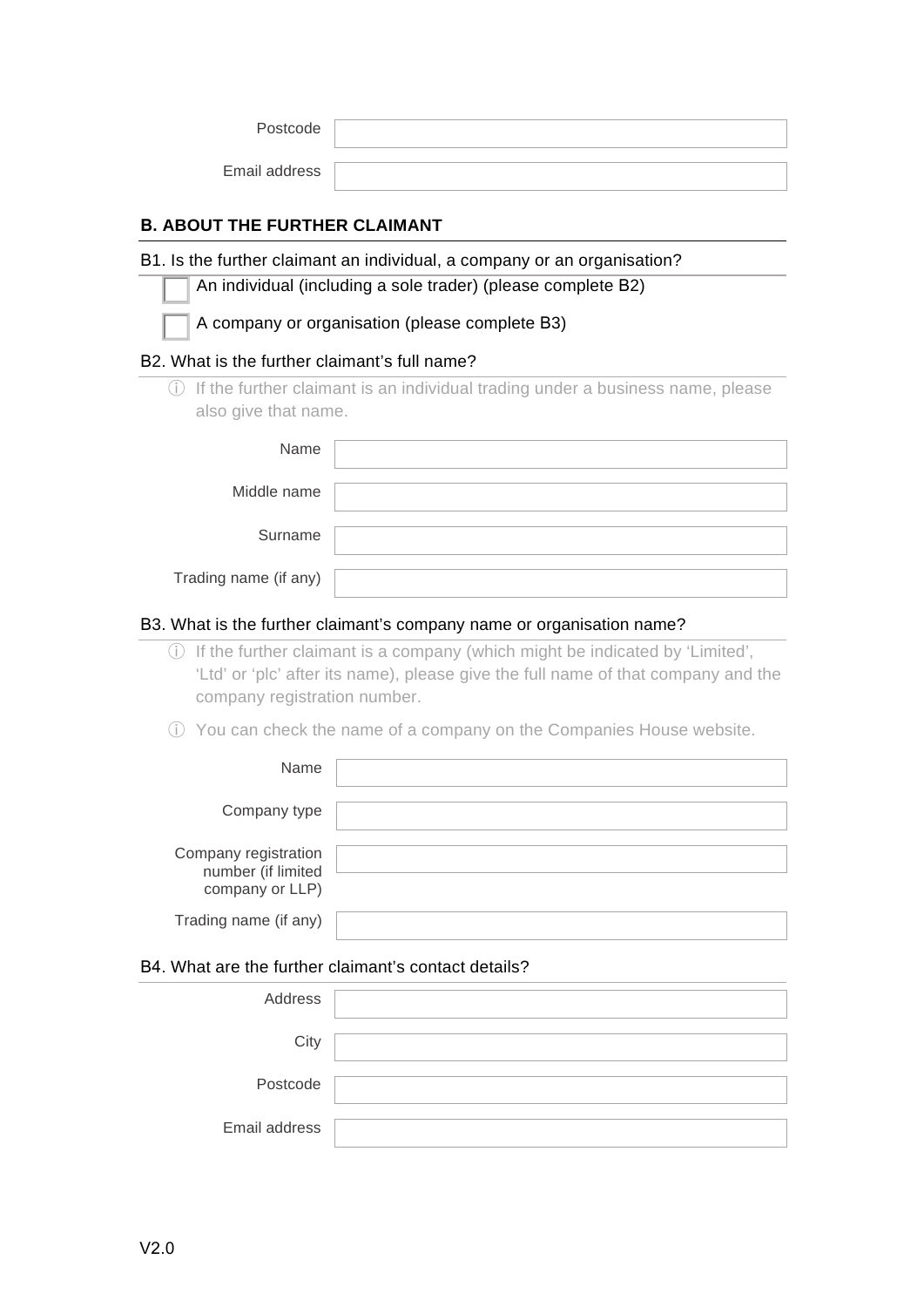Postcode

Email address

## B. ABOUT THE FURTHER CLAIMANT

B1. Is the further claimant an individual, a company or an organisation?

- ☐ An individual (including a sole trader) (please complete B2)
- ☐ A company or organisation (please complete B3)

B2. What is the further claimant's full name?

ⓘ If the further claimant is an individual trading under a business name, please also give that name.

Name

Middle name

Surname

Trading name (if any)

B3. What is the further claimant's company name or organisation name?

ⓘ If the further claimant is a company (which might be indicated by 'Limited', 'Ltd' or 'plc' after its name), please give the full name of that company and the company registration number.

ⓘ You can check the name of a company on the Companies House website.

Name

Company type

Company registration number (if limited company or LLP)

Trading name (if any)

B4. What are the further claimant's contact details?

Address

City

Postcode

Email address

V2.0